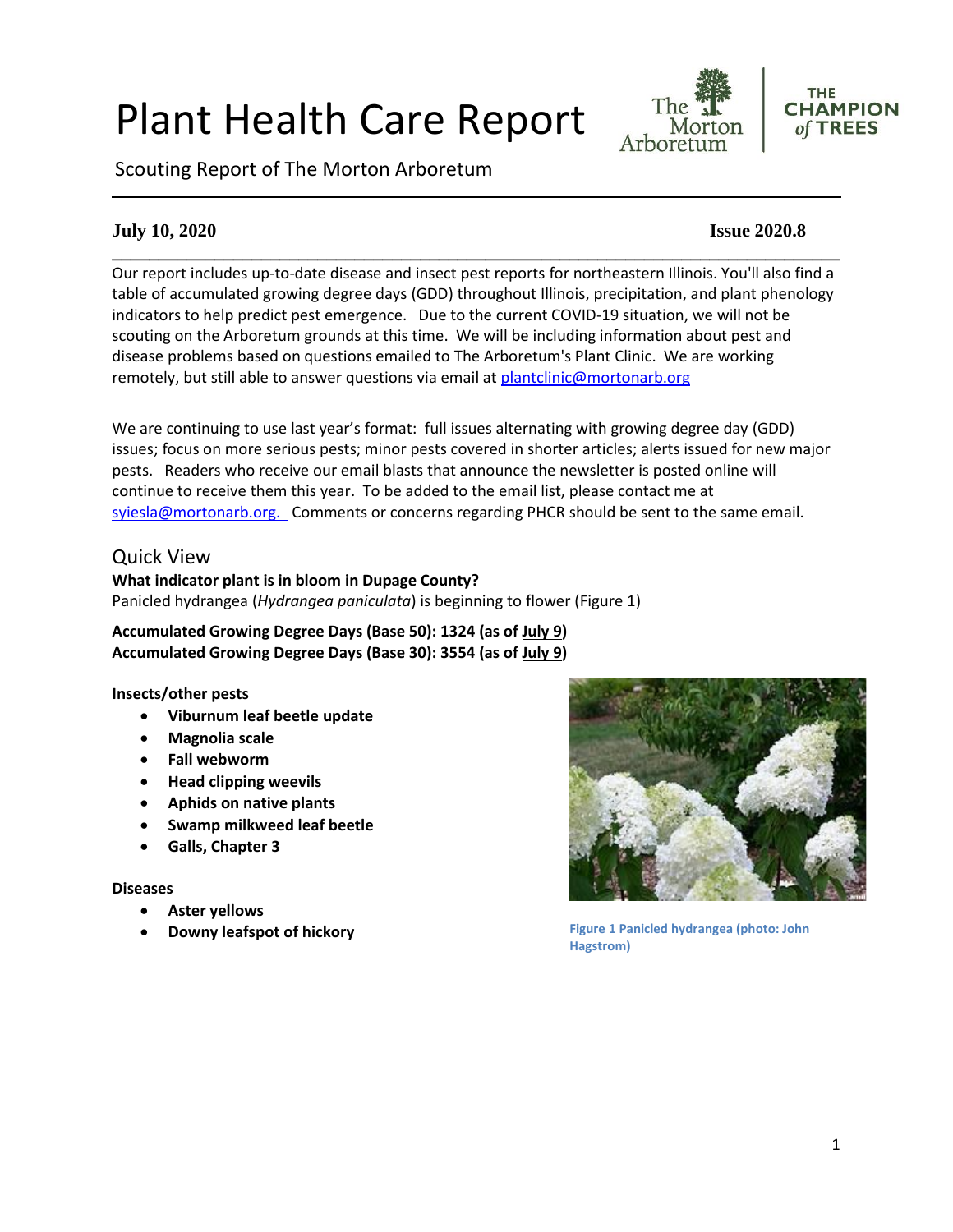# Plant Health Care Report

Scouting Report of The Morton Arboretum

**July 10, 2020** **Issue 2020.8**

Our report includes up-to-date disease and insect pest reports for northeastern Illinois. You'll also find a table of accumulated growing degree days (GDD) throughout Illinois, precipitation, and plant phenology indicators to help predict pest emergence. Due to the current COVID-19 situation, we will not be scouting on the Arboretum grounds at this time. We will be including information about pest and disease problems based on questions emailed to The Arboretum's Plant Clinic. We are working remotely, but still able to answer questions via email at plantclinic@mortonarb.org

We are continuing to use last year's format: full issues alternating with growing degree day (GDD) issues; focus on more serious pests; minor pests covered in shorter articles; alerts issued for new major pests. Readers who receive our email blasts that announce the newsletter is posted online will continue to receive them this year. To be added to the email list, please contact me at syiesla@mortonarb.org. Comments or concerns regarding PHCR should be sent to the same email.

## Quick View

**What indicator plant is in bloom in Dupage County?**

Panicled hydrangea (*Hydrangea paniculata*) is beginning to flower (Figure 1)

**Accumulated Growing Degree Days (Base 50): 1324 (as of July 9)**
**Accumulated Growing Degree Days (Base 30): 3554 (as of July 9)**

**Insects/other pests**

- **Viburnum leaf beetle update**
- **Magnolia scale**
- **Fall webworm**
- **Head clipping weevils**
- **Aphids on native plants**
- **Swamp milkweed leaf beetle**
- **Galls, Chapter 3**

**Diseases**

- **Aster yellows**
- **Downy leafspot of hickory**

Figure 1 Panicled hydrangea (photo: John Hagstrom)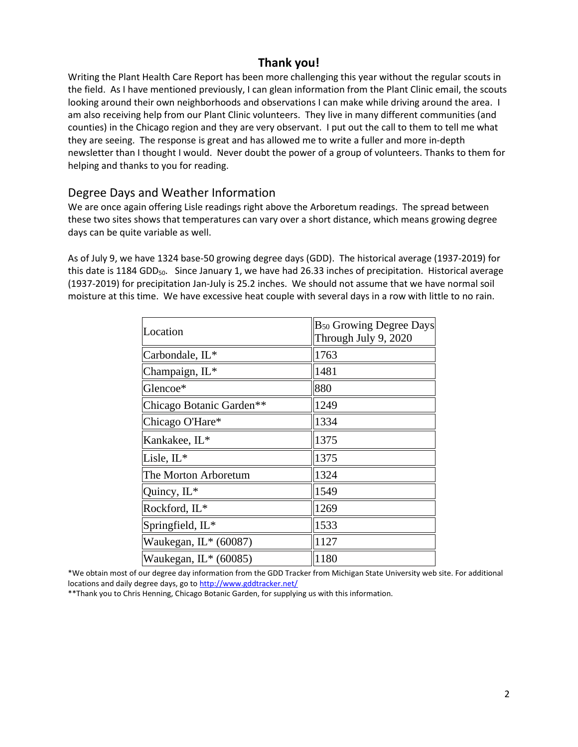## Thank you!

Writing the Plant Health Care Report has been more challenging this year without the regular scouts in the field. As I have mentioned previously, I can glean information from the Plant Clinic email, the scouts looking around their own neighborhoods and observations I can make while driving around the area. I am also receiving help from our Plant Clinic volunteers. They live in many different communities (and counties) in the Chicago region and they are very observant. I put out the call to them to tell me what they are seeing. The response is great and has allowed me to write a fuller and more in-depth newsletter than I thought I would. Never doubt the power of a group of volunteers. Thanks to them for helping and thanks to you for reading.

## Degree Days and Weather Information

We are once again offering Lisle readings right above the Arboretum readings. The spread between these two sites shows that temperatures can vary over a short distance, which means growing degree days can be quite variable as well.

As of July 9, we have 1324 base-50 growing degree days (GDD). The historical average (1937-2019) for this date is 1184 $GDD_{50}$. Since January 1, we have had 26.33 inches of precipitation. Historical average (1937-2019) for precipitation Jan-July is 25.2 inches. We should not assume that we have normal soil moisture at this time. We have excessive heat couple with several days in a row with little to no rain.

| Location | $B_{50}$ Growing Degree Days Through July 9, 2020 |
|---|---|
| Carbondale, IL* | 1763 |
| Champaign, IL* | 1481 |
| Glencoe* | 880 |
| Chicago Botanic Garden** | 1249 |
| Chicago O'Hare* | 1334 |
| Kankakee, IL* | 1375 |
| Lisle, IL* | 1375 |
| The Morton Arboretum | 1324 |
| Quincy, IL* | 1549 |
| Rockford, IL* | 1269 |
| Springfield, IL* | 1533 |
| Waukegan, IL* (60087) | 1127 |
| Waukegan, IL* (60085) | 1180 |

*We obtain most of our degree day information from the GDD Tracker from Michigan State University web site. For additional locations and daily degree days, go to http://www.gddtracker.net/

**Thank you to Chris Henning, Chicago Botanic Garden, for supplying us with this information.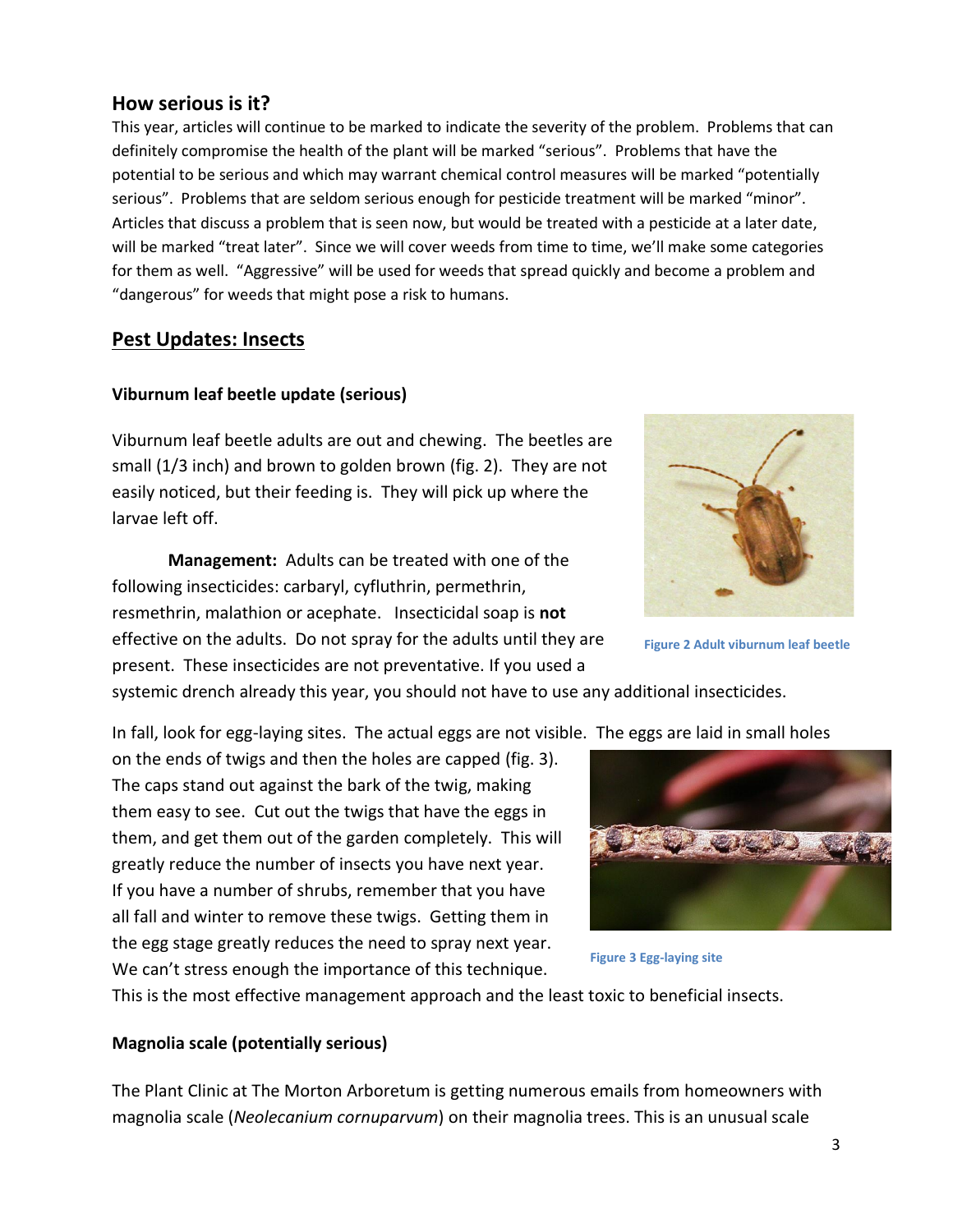## How serious is it?

This year, articles will continue to be marked to indicate the severity of the problem. Problems that can definitely compromise the health of the plant will be marked "serious". Problems that have the potential to be serious and which may warrant chemical control measures will be marked "potentially serious". Problems that are seldom serious enough for pesticide treatment will be marked "minor". Articles that discuss a problem that is seen now, but would be treated with a pesticide at a later date, will be marked "treat later". Since we will cover weeds from time to time, we'll make some categories for them as well. "Aggressive" will be used for weeds that spread quickly and become a problem and "dangerous" for weeds that might pose a risk to humans.

## Pest Updates: Insects

### Viburnum leaf beetle update (serious)

Viburnum leaf beetle adults are out and chewing. The beetles are small (1/3 inch) and brown to golden brown (fig. 2). They are not easily noticed, but their feeding is. They will pick up where the larvae left off.

Figure 2 Adult viburnum leaf beetle

**Management:** Adults can be treated with one of the following insecticides: carbaryl, cyfluthrin, permethrin, resmethrin, malathion or acephate. Insecticidal soap is **not** effective on the adults. Do not spray for the adults until they are present. These insecticides are not preventative. If you used a systemic drench already this year, you should not have to use any additional insecticides.

In fall, look for egg-laying sites. The actual eggs are not visible. The eggs are laid in small holes on the ends of twigs and then the holes are capped (fig. 3). The caps stand out against the bark of the twig, making them easy to see. Cut out the twigs that have the eggs in them, and get them out of the garden completely. This will greatly reduce the number of insects you have next year. If you have a number of shrubs, remember that you have all fall and winter to remove these twigs. Getting them in the egg stage greatly reduces the need to spray next year. We can't stress enough the importance of this technique. This is the most effective management approach and the least toxic to beneficial insects.

Figure 3 Egg-laying site

### Magnolia scale (potentially serious)

The Plant Clinic at The Morton Arboretum is getting numerous emails from homeowners with magnolia scale (*Neolecanium cornuparvum*) on their magnolia trees. This is an unusual scale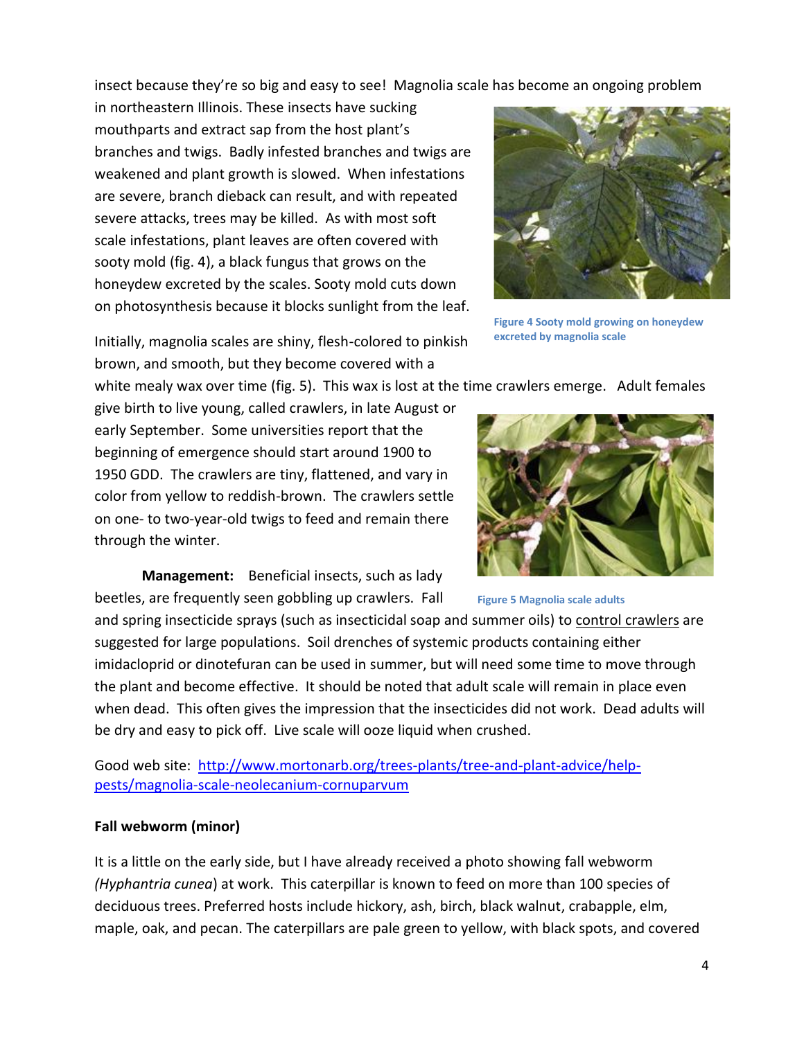insect because they're so big and easy to see! Magnolia scale has become an ongoing problem in northeastern Illinois. These insects have sucking mouthparts and extract sap from the host plant's branches and twigs. Badly infested branches and twigs are weakened and plant growth is slowed. When infestations are severe, branch dieback can result, and with repeated severe attacks, trees may be killed. As with most soft scale infestations, plant leaves are often covered with sooty mold (fig. 4), a black fungus that grows on the honeydew excreted by the scales. Sooty mold cuts down on photosynthesis because it blocks sunlight from the leaf.

Figure 4 Sooty mold growing on honeydew excreted by magnolia scale

Initially, magnolia scales are shiny, flesh-colored to pinkish brown, and smooth, but they become covered with a white mealy wax over time (fig. 5). This wax is lost at the time crawlers emerge. Adult females give birth to live young, called crawlers, in late August or early September. Some universities report that the beginning of emergence should start around 1900 to 1950 GDD. The crawlers are tiny, flattened, and vary in color from yellow to reddish-brown. The crawlers settle on one- to two-year-old twigs to feed and remain there through the winter.

Figure 5 Magnolia scale adults

**Management:** Beneficial insects, such as lady beetles, are frequently seen gobbling up crawlers. Fall and spring insecticide sprays (such as insecticidal soap and summer oils) to control crawlers are suggested for large populations. Soil drenches of systemic products containing either imidacloprid or dinotefuran can be used in summer, but will need some time to move through the plant and become effective. It should be noted that adult scale will remain in place even when dead. This often gives the impression that the insecticides did not work. Dead adults will be dry and easy to pick off. Live scale will ooze liquid when crushed.

Good web site: [http://www.mortonarb.org/trees-plants/tree-and-plant-advice/help-pests/magnolia-scale-neolecanium-cornuparvum](http://www.mortonarb.org/trees-plants/tree-and-plant-advice/help-pests/magnolia-scale-neolecanium-cornuparvum)

**Fall webworm (minor)**

It is a little on the early side, but I have already received a photo showing fall webworm (*Hyphantria cunea*) at work. This caterpillar is known to feed on more than 100 species of deciduous trees. Preferred hosts include hickory, ash, birch, black walnut, crabapple, elm, maple, oak, and pecan. The caterpillars are pale green to yellow, with black spots, and covered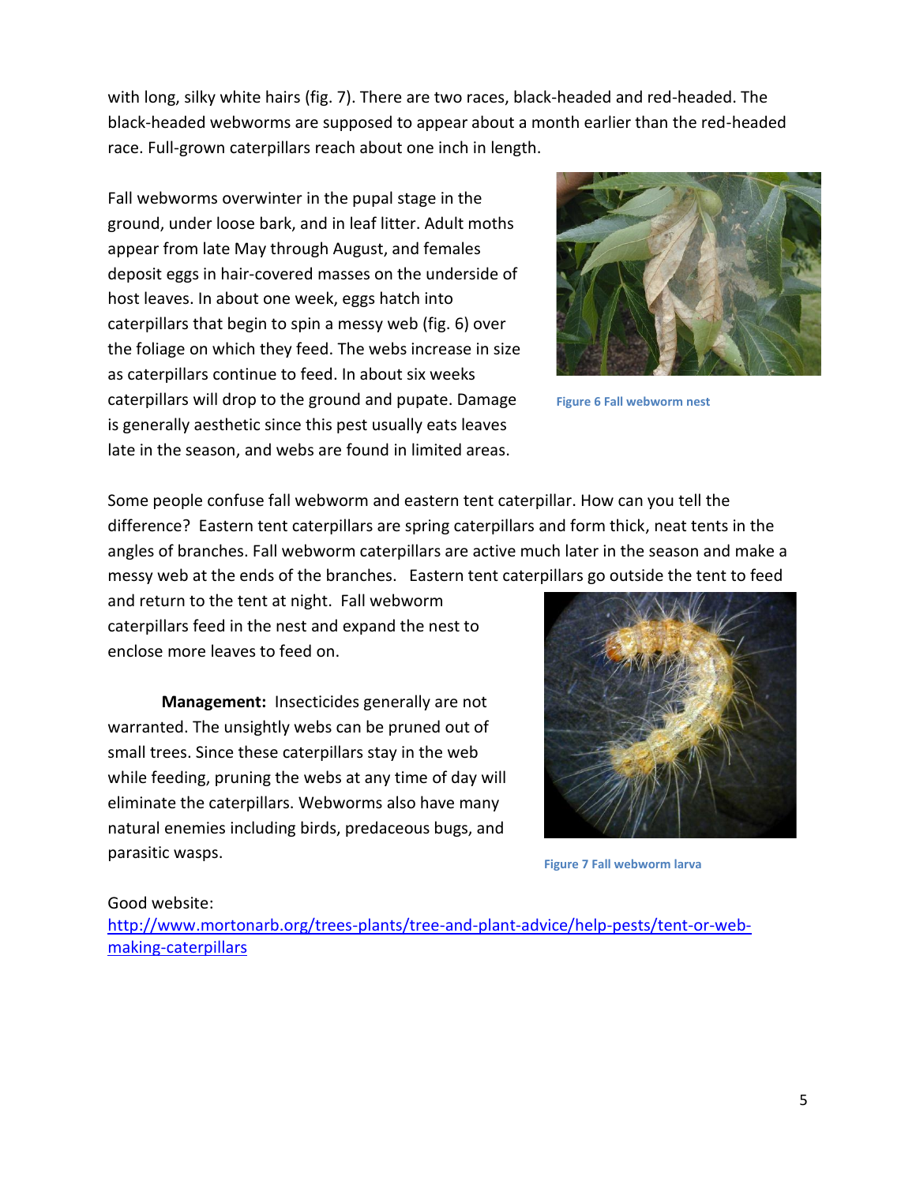with long, silky white hairs (fig. 7). There are two races, black-headed and red-headed. The black-headed webworms are supposed to appear about a month earlier than the red-headed race. Full-grown caterpillars reach about one inch in length.

Fall webworms overwinter in the pupal stage in the ground, under loose bark, and in leaf litter. Adult moths appear from late May through August, and females deposit eggs in hair-covered masses on the underside of host leaves. In about one week, eggs hatch into caterpillars that begin to spin a messy web (fig. 6) over the foliage on which they feed. The webs increase in size as caterpillars continue to feed. In about six weeks caterpillars will drop to the ground and pupate. Damage is generally aesthetic since this pest usually eats leaves late in the season, and webs are found in limited areas.

Figure 6 Fall webworm nest

Some people confuse fall webworm and eastern tent caterpillar. How can you tell the difference? Eastern tent caterpillars are spring caterpillars and form thick, neat tents in the angles of branches. Fall webworm caterpillars are active much later in the season and make a messy web at the ends of the branches. Eastern tent caterpillars go outside the tent to feed and return to the tent at night. Fall webworm caterpillars feed in the nest and expand the nest to enclose more leaves to feed on.

**Management:** Insecticides generally are not warranted. The unsightly webs can be pruned out of small trees. Since these caterpillars stay in the web while feeding, pruning the webs at any time of day will eliminate the caterpillars. Webworms also have many natural enemies including birds, predaceous bugs, and parasitic wasps.

Figure 7 Fall webworm larva

Good website:
[http://www.mortonarb.org/trees-plants/tree-and-plant-advice/help-pests/tent-or-web-making-caterpillars](http://www.mortonarb.org/trees-plants/tree-and-plant-advice/help-pests/tent-or-web-making-caterpillars)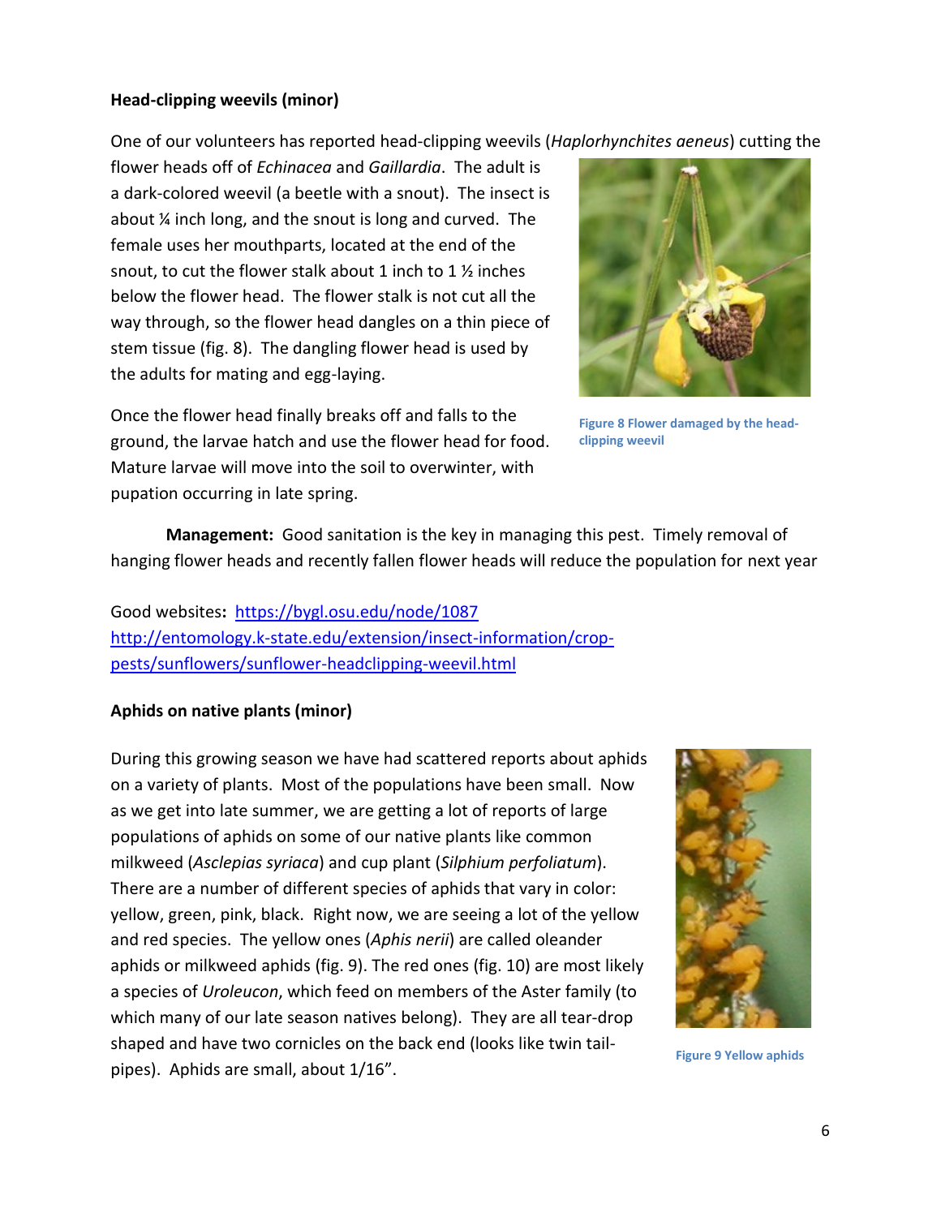**Head-clipping weevils (minor)**

One of our volunteers has reported head-clipping weevils (*Haplorhynchites aeneus*) cutting the flower heads off of *Echinacea* and *Gaillardia*. The adult is a dark-colored weevil (a beetle with a snout). The insect is about ¼ inch long, and the snout is long and curved. The female uses her mouthparts, located at the end of the snout, to cut the flower stalk about 1 inch to 1 ½ inches below the flower head. The flower stalk is not cut all the way through, so the flower head dangles on a thin piece of stem tissue (fig. 8). The dangling flower head is used by the adults for mating and egg-laying.

Figure 8 Flower damaged by the head-clipping weevil

Once the flower head finally breaks off and falls to the ground, the larvae hatch and use the flower head for food. Mature larvae will move into the soil to overwinter, with pupation occurring in late spring.

**Management:** Good sanitation is the key in managing this pest. Timely removal of hanging flower heads and recently fallen flower heads will reduce the population for next year

Good websites**:** https://bygl.osu.edu/node/1087
http://entomology.k-state.edu/extension/insect-information/crop-pests/sunflowers/sunflower-headclipping-weevil.html

**Aphids on native plants (minor)**

During this growing season we have had scattered reports about aphids on a variety of plants. Most of the populations have been small. Now as we get into late summer, we are getting a lot of reports of large populations of aphids on some of our native plants like common milkweed (*Asclepias syriaca*) and cup plant (*Silphium perfoliatum*). There are a number of different species of aphids that vary in color: yellow, green, pink, black. Right now, we are seeing a lot of the yellow and red species. The yellow ones (*Aphis nerii*) are called oleander aphids or milkweed aphids (fig. 9). The red ones (fig. 10) are most likely a species of *Uroleucon*, which feed on members of the Aster family (to which many of our late season natives belong). They are all tear-drop shaped and have two cornicles on the back end (looks like twin tail-pipes). Aphids are small, about 1/16".

Figure 9 Yellow aphids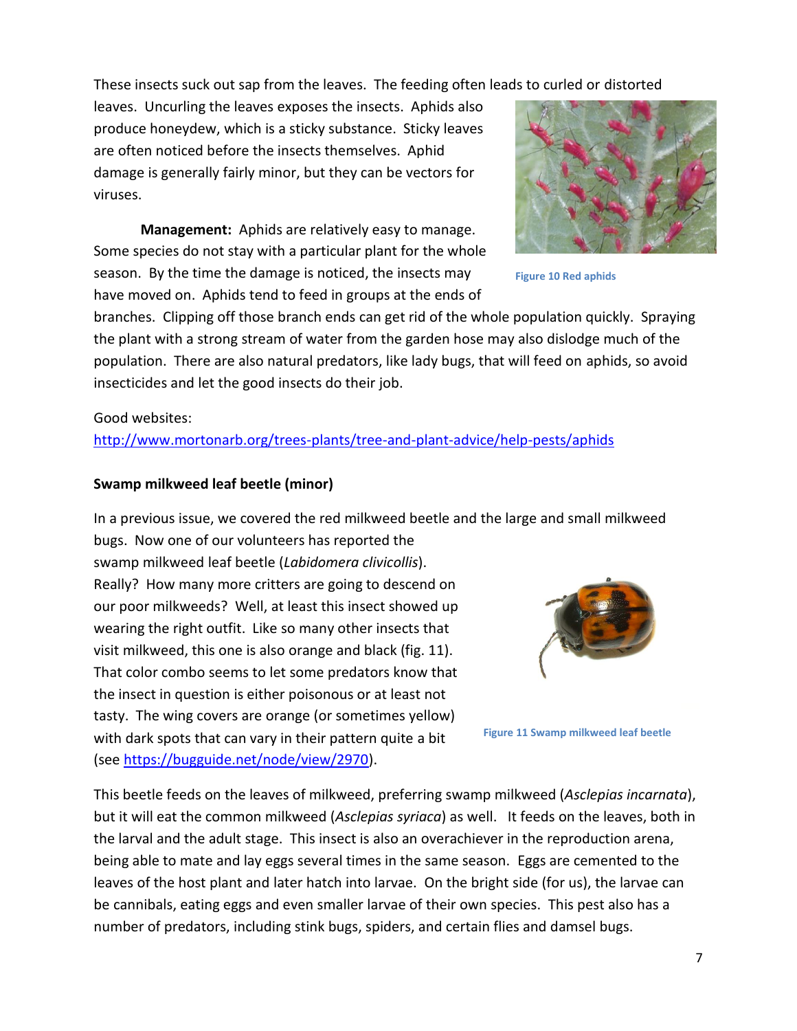These insects suck out sap from the leaves. The feeding often leads to curled or distorted leaves. Uncurling the leaves exposes the insects. Aphids also produce honeydew, which is a sticky substance. Sticky leaves are often noticed before the insects themselves. Aphid damage is generally fairly minor, but they can be vectors for viruses.

**Management:** Aphids are relatively easy to manage. Some species do not stay with a particular plant for the whole season. By the time the damage is noticed, the insects may have moved on. Aphids tend to feed in groups at the ends of branches. Clipping off those branch ends can get rid of the whole population quickly. Spraying the plant with a strong stream of water from the garden hose may also dislodge much of the population. There are also natural predators, like lady bugs, that will feed on aphids, so avoid insecticides and let the good insects do their job.

Figure 10 Red aphids

Good websites:
http://www.mortonarb.org/trees-plants/tree-and-plant-advice/help-pests/aphids

**Swamp milkweed leaf beetle (minor)**

In a previous issue, we covered the red milkweed beetle and the large and small milkweed bugs. Now one of our volunteers has reported the swamp milkweed leaf beetle (*Labidomera clivicollis*). Really? How many more critters are going to descend on our poor milkweeds? Well, at least this insect showed up wearing the right outfit. Like so many other insects that visit milkweed, this one is also orange and black (fig. 11). That color combo seems to let some predators know that the insect in question is either poisonous or at least not tasty. The wing covers are orange (or sometimes yellow) with dark spots that can vary in their pattern quite a bit (see https://bugguide.net/node/view/2970).

Figure 11 Swamp milkweed leaf beetle

This beetle feeds on the leaves of milkweed, preferring swamp milkweed (*Asclepias incarnata*), but it will eat the common milkweed (*Asclepias syriaca*) as well. It feeds on the leaves, both in the larval and the adult stage. This insect is also an overachiever in the reproduction arena, being able to mate and lay eggs several times in the same season. Eggs are cemented to the leaves of the host plant and later hatch into larvae. On the bright side (for us), the larvae can be cannibals, eating eggs and even smaller larvae of their own species. This pest also has a number of predators, including stink bugs, spiders, and certain flies and damsel bugs.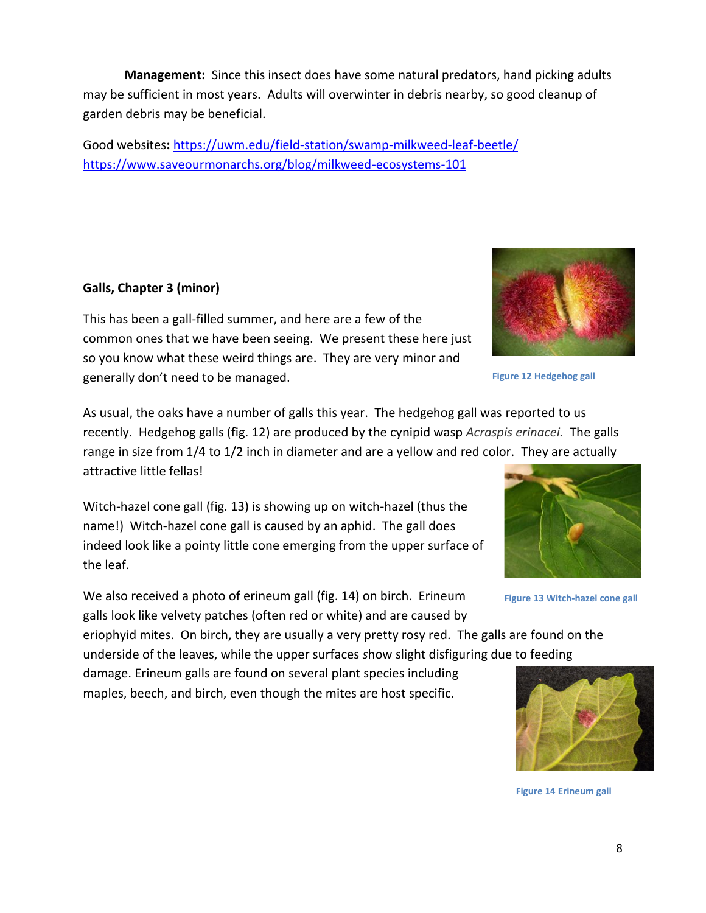**Management:** Since this insect does have some natural predators, hand picking adults may be sufficient in most years. Adults will overwinter in debris nearby, so good cleanup of garden debris may be beneficial.

Good websites**:** https://uwm.edu/field-station/swamp-milkweed-leaf-beetle/
https://www.saveourmonarchs.org/blog/milkweed-ecosystems-101

**Galls, Chapter 3 (minor)**

This has been a gall-filled summer, and here are a few of the common ones that we have been seeing. We present these here just so you know what these weird things are. They are very minor and generally don't need to be managed.

Figure 12 Hedgehog gall

As usual, the oaks have a number of galls this year. The hedgehog gall was reported to us recently. Hedgehog galls (fig. 12) are produced by the cynipid wasp *Acraspis erinacei.* The galls range in size from 1/4 to 1/2 inch in diameter and are a yellow and red color. They are actually attractive little fellas!

Witch-hazel cone gall (fig. 13) is showing up on witch-hazel (thus the name!) Witch-hazel cone gall is caused by an aphid. The gall does indeed look like a pointy little cone emerging from the upper surface of the leaf.

Figure 13 Witch-hazel cone gall

We also received a photo of erineum gall (fig. 14) on birch. Erineum galls look like velvety patches (often red or white) and are caused by eriophyid mites. On birch, they are usually a very pretty rosy red. The galls are found on the underside of the leaves, while the upper surfaces show slight disfiguring due to feeding damage. Erineum galls are found on several plant species including maples, beech, and birch, even though the mites are host specific.

Figure 14 Erineum gall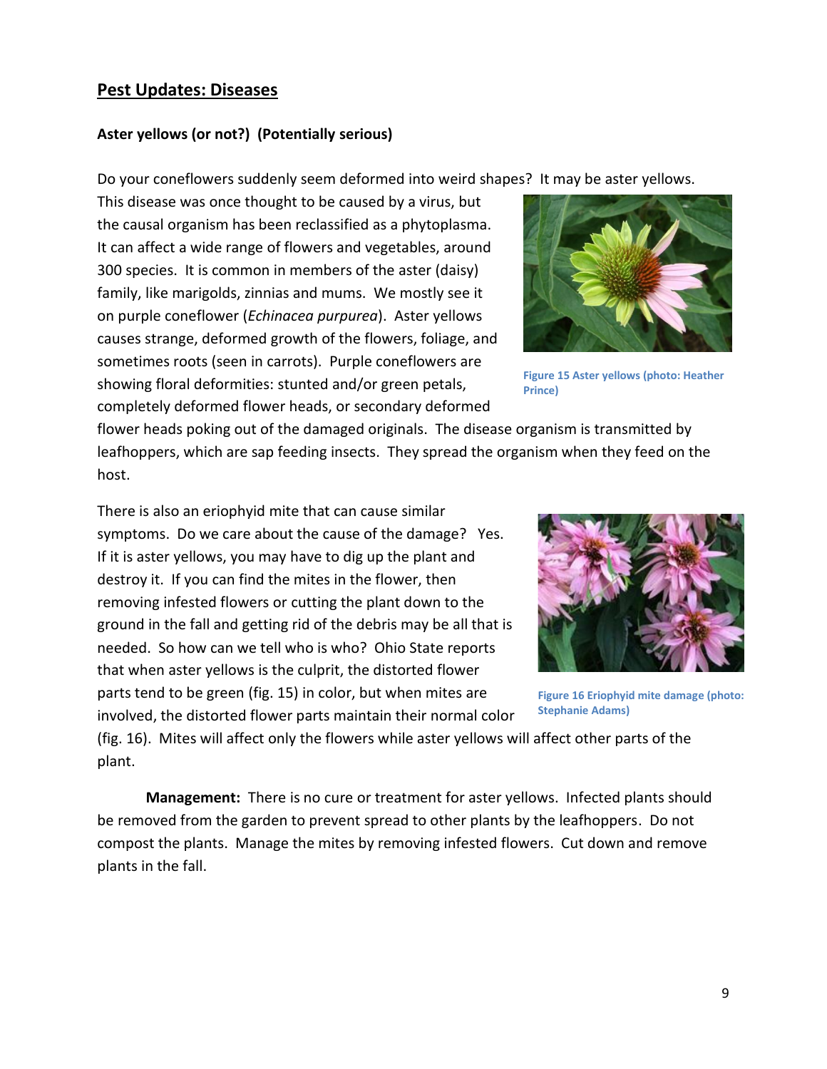## Pest Updates: Diseases

### Aster yellows (or not?) (Potentially serious)

Do your coneflowers suddenly seem deformed into weird shapes? It may be aster yellows. This disease was once thought to be caused by a virus, but the causal organism has been reclassified as a phytoplasma. It can affect a wide range of flowers and vegetables, around 300 species. It is common in members of the aster (daisy) family, like marigolds, zinnias and mums. We mostly see it on purple coneflower (*Echinacea purpurea*). Aster yellows causes strange, deformed growth of the flowers, foliage, and sometimes roots (seen in carrots). Purple coneflowers are showing floral deformities: stunted and/or green petals, completely deformed flower heads, or secondary deformed flower heads poking out of the damaged originals. The disease organism is transmitted by leafhoppers, which are sap feeding insects. They spread the organism when they feed on the host.

Figure 15 Aster yellows (photo: Heather Prince)

There is also an eriophyid mite that can cause similar symptoms. Do we care about the cause of the damage? Yes. If it is aster yellows, you may have to dig up the plant and destroy it. If you can find the mites in the flower, then removing infested flowers or cutting the plant down to the ground in the fall and getting rid of the debris may be all that is needed. So how can we tell who is who? Ohio State reports that when aster yellows is the culprit, the distorted flower parts tend to be green (fig. 15) in color, but when mites are involved, the distorted flower parts maintain their normal color (fig. 16). Mites will affect only the flowers while aster yellows will affect other parts of the plant.

Figure 16 Eriophyid mite damage (photo: Stephanie Adams)

**Management:** There is no cure or treatment for aster yellows. Infected plants should be removed from the garden to prevent spread to other plants by the leafhoppers. Do not compost the plants. Manage the mites by removing infested flowers. Cut down and remove plants in the fall.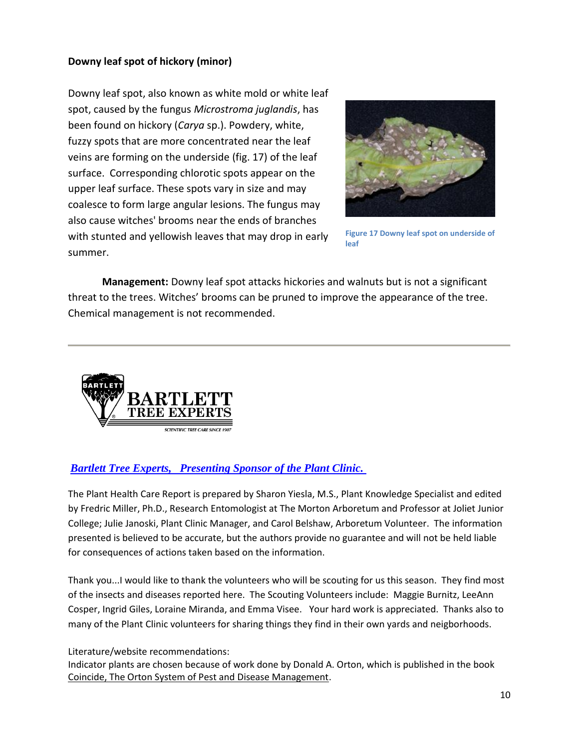**Downy leaf spot of hickory (minor)**

Downy leaf spot, also known as white mold or white leaf spot, caused by the fungus *Microstroma juglandis*, has been found on hickory (*Carya* sp.). Powdery, white, fuzzy spots that are more concentrated near the leaf veins are forming on the underside (fig. 17) of the leaf surface. Corresponding chlorotic spots appear on the upper leaf surface. These spots vary in size and may coalesce to form large angular lesions. The fungus may also cause witches' brooms near the ends of branches with stunted and yellowish leaves that may drop in early summer.

**Figure 17 Downy leaf spot on underside of leaf**

**Management:** Downy leaf spot attacks hickories and walnuts but is not a significant threat to the trees. Witches' brooms can be pruned to improve the appearance of the tree. Chemical management is not recommended.

---

BARTLETT TREE EXPERTS
SCIENTIFIC TREE CARE SINCE 1907

***Bartlett Tree Experts, Presenting Sponsor of the Plant Clinic.***

The Plant Health Care Report is prepared by Sharon Yiesla, M.S., Plant Knowledge Specialist and edited by Fredric Miller, Ph.D., Research Entomologist at The Morton Arboretum and Professor at Joliet Junior College; Julie Janoski, Plant Clinic Manager, and Carol Belshaw, Arboretum Volunteer. The information presented is believed to be accurate, but the authors provide no guarantee and will not be held liable for consequences of actions taken based on the information.

Thank you...I would like to thank the volunteers who will be scouting for us this season. They find most of the insects and diseases reported here. The Scouting Volunteers include: Maggie Burnitz, LeeAnn Cosper, Ingrid Giles, Loraine Miranda, and Emma Visee. Your hard work is appreciated. Thanks also to many of the Plant Clinic volunteers for sharing things they find in their own yards and neigborhoods.

Literature/website recommendations:
Indicator plants are chosen because of work done by Donald A. Orton, which is published in the book Coincide, The Orton System of Pest and Disease Management.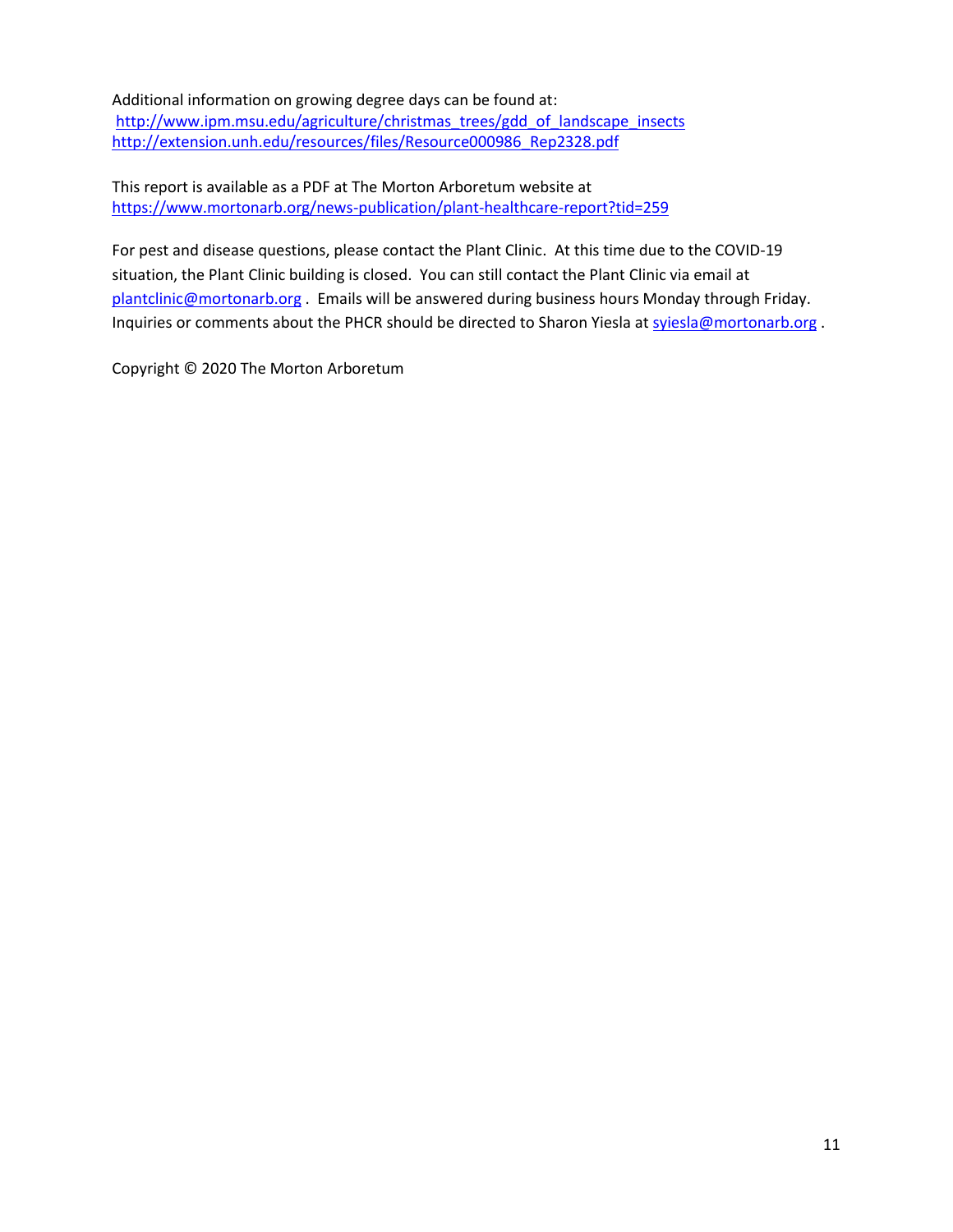Additional information on growing degree days can be found at:
http://www.ipm.msu.edu/agriculture/christmas_trees/gdd_of_landscape_insects
http://extension.unh.edu/resources/files/Resource000986_Rep2328.pdf

This report is available as a PDF at The Morton Arboretum website at
https://www.mortonarb.org/news-publication/plant-healthcare-report?tid=259

For pest and disease questions, please contact the Plant Clinic. At this time due to the COVID-19 situation, the Plant Clinic building is closed. You can still contact the Plant Clinic via email at plantclinic@mortonarb.org . Emails will be answered during business hours Monday through Friday. Inquiries or comments about the PHCR should be directed to Sharon Yiesla at syiesla@mortonarb.org .

Copyright © 2020 The Morton Arboretum